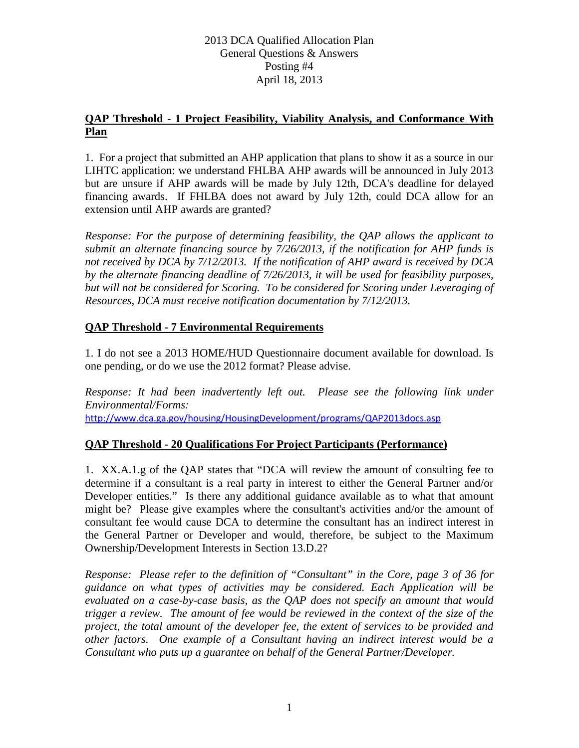2013 DCA Qualified Allocation Plan
General Questions & Answers
Posting #4
April 18, 2013

## QAP Threshold - 1 Project Feasibility, Viability Analysis, and Conformance With Plan

1. For a project that submitted an AHP application that plans to show it as a source in our LIHTC application: we understand FHLBA AHP awards will be announced in July 2013 but are unsure if AHP awards will be made by July 12th, DCA's deadline for delayed financing awards. If FHLBA does not award by July 12th, could DCA allow for an extension until AHP awards are granted?

*Response: For the purpose of determining feasibility, the QAP allows the applicant to submit an alternate financing source by 7/26/2013, if the notification for AHP funds is not received by DCA by 7/12/2013. If the notification of AHP award is received by DCA by the alternate financing deadline of 7/26/2013, it will be used for feasibility purposes, but will not be considered for Scoring. To be considered for Scoring under Leveraging of Resources, DCA must receive notification documentation by 7/12/2013.*

## QAP Threshold - 7 Environmental Requirements

1. I do not see a 2013 HOME/HUD Questionnaire document available for download. Is one pending, or do we use the 2012 format? Please advise.

*Response: It had been inadvertently left out. Please see the following link under Environmental/Forms:*
http://www.dca.ga.gov/housing/HousingDevelopment/programs/QAP2013docs.asp

## QAP Threshold - 20 Qualifications For Project Participants (Performance)

1. XX.A.1.g of the QAP states that "DCA will review the amount of consulting fee to determine if a consultant is a real party in interest to either the General Partner and/or Developer entities." Is there any additional guidance available as to what that amount might be? Please give examples where the consultant's activities and/or the amount of consultant fee would cause DCA to determine the consultant has an indirect interest in the General Partner or Developer and would, therefore, be subject to the Maximum Ownership/Development Interests in Section 13.D.2?

*Response: Please refer to the definition of "Consultant" in the Core, page 3 of 36 for guidance on what types of activities may be considered. Each Application will be evaluated on a case-by-case basis, as the QAP does not specify an amount that would trigger a review. The amount of fee would be reviewed in the context of the size of the project, the total amount of the developer fee, the extent of services to be provided and other factors. One example of a Consultant having an indirect interest would be a Consultant who puts up a guarantee on behalf of the General Partner/Developer.*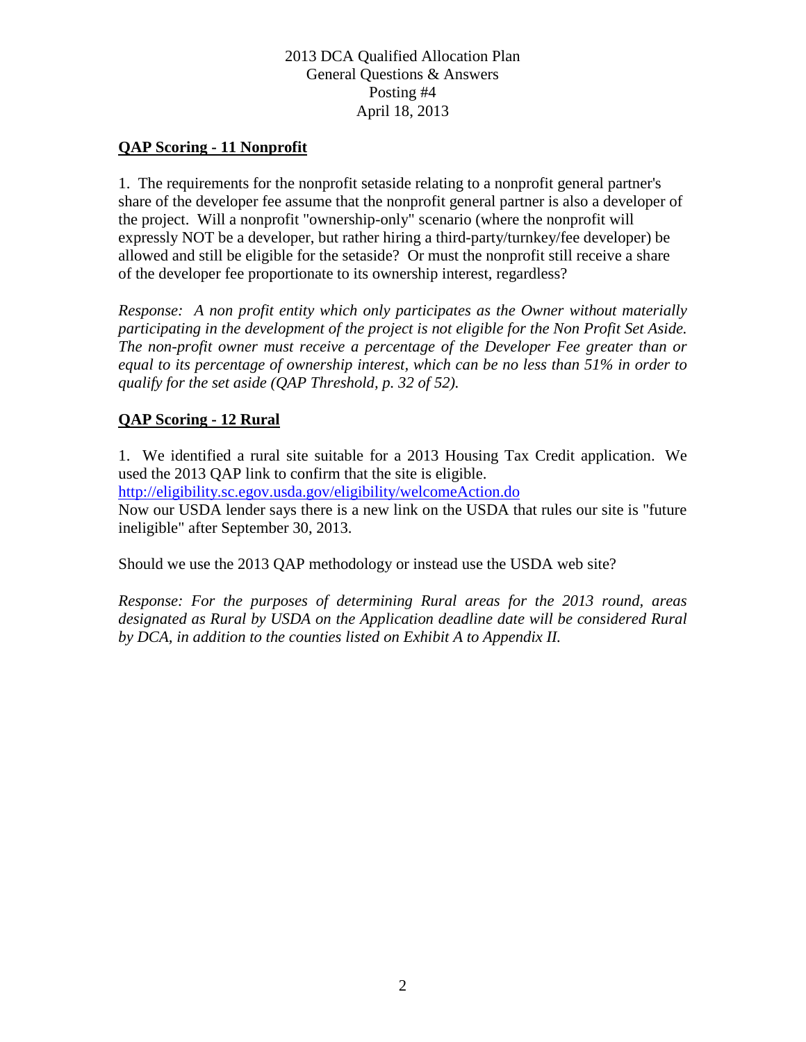2013 DCA Qualified Allocation Plan
General Questions & Answers
Posting #4
April 18, 2013

## QAP Scoring - 11 Nonprofit

1. The requirements for the nonprofit setaside relating to a nonprofit general partner's share of the developer fee assume that the nonprofit general partner is also a developer of the project. Will a nonprofit "ownership-only" scenario (where the nonprofit will expressly NOT be a developer, but rather hiring a third-party/turnkey/fee developer) be allowed and still be eligible for the setaside? Or must the nonprofit still receive a share of the developer fee proportionate to its ownership interest, regardless?

*Response: A non profit entity which only participates as the Owner without materially participating in the development of the project is not eligible for the Non Profit Set Aside. The non-profit owner must receive a percentage of the Developer Fee greater than or equal to its percentage of ownership interest, which can be no less than 51% in order to qualify for the set aside (QAP Threshold, p. 32 of 52).*

## QAP Scoring - 12 Rural

1. We identified a rural site suitable for a 2013 Housing Tax Credit application. We used the 2013 QAP link to confirm that the site is eligible.
http://eligibility.sc.egov.usda.gov/eligibility/welcomeAction.do
Now our USDA lender says there is a new link on the USDA that rules our site is "future ineligible" after September 30, 2013.

Should we use the 2013 QAP methodology or instead use the USDA web site?

*Response: For the purposes of determining Rural areas for the 2013 round, areas designated as Rural by USDA on the Application deadline date will be considered Rural by DCA, in addition to the counties listed on Exhibit A to Appendix II.*